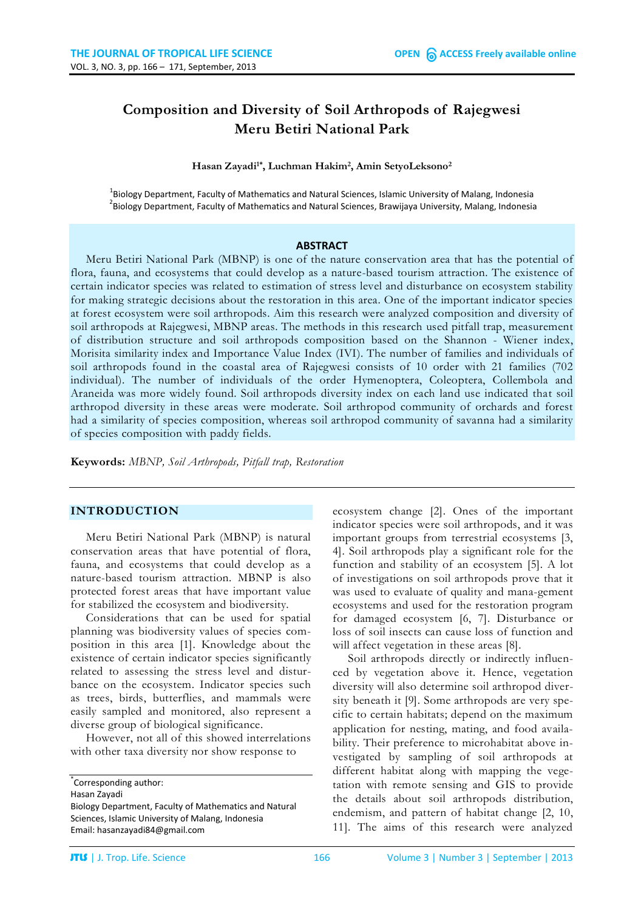# Composition and Diversity of Soil Arthropods of Rajegwesi Meru Betiri National Park

**Hasan Zayadi[1*], Luchman Hakim[2], Amin SetyoLeksono[2]**

[1]Biology Department, Faculty of Mathematics and Natural Sciences, Islamic University of Malang, Indonesia
[2]Biology Department, Faculty of Mathematics and Natural Sciences, Brawijaya University, Malang, Indonesia

## ABSTRACT

Meru Betiri National Park (MBNP) is one of the nature conservation area that has the potential of flora, fauna, and ecosystems that could develop as a nature-based tourism attraction. The existence of certain indicator species was related to estimation of stress level and disturbance on ecosystem stability for making strategic decisions about the restoration in this area. One of the important indicator species at forest ecosystem were soil arthropods. Aim this research were analyzed composition and diversity of soil arthropods at Rajegwesi, MBNP areas. The methods in this research used pitfall trap, measurement of distribution structure and soil arthropods composition based on the Shannon - Wiener index, Morisita similarity index and Importance Value Index (IVI). The number of families and individuals of soil arthropods found in the coastal area of Rajegwesi consists of 10 order with 21 families (702 individual). The number of individuals of the order Hymenoptera, Coleoptera, Collembola and Araneida was more widely found. Soil arthropods diversity index on each land use indicated that soil arthropod diversity in these areas were moderate. Soil arthropod community of orchards and forest had a similarity of species composition, whereas soil arthropod community of savanna had a similarity of species composition with paddy fields.

**Keywords:** *MBNP, Soil Arthropods, Pitfall trap, Restoration*

## INTRODUCTION

Meru Betiri National Park (MBNP) is natural conservation areas that have potential of flora, fauna, and ecosystems that could develop as a nature-based tourism attraction. MBNP is also protected forest areas that have important value for stabilized the ecosystem and biodiversity.

Considerations that can be used for spatial planning was biodiversity values of species composition in this area [1]. Knowledge about the existence of certain indicator species significantly related to assessing the stress level and disturbance on the ecosystem. Indicator species such as trees, birds, butterflies, and mammals were easily sampled and monitored, also represent a diverse group of biological significance.

However, not all of this showed interrelations with other taxa diversity nor show response to ecosystem change [2]. Ones of the important indicator species were soil arthropods, and it was important groups from terrestrial ecosystems [3, 4]. Soil arthropods play a significant role for the function and stability of an ecosystem [5]. A lot of investigations on soil arthropods prove that it was used to evaluate of quality and mana-gement ecosystems and used for the restoration program for damaged ecosystem [6, 7]. Disturbance or loss of soil insects can cause loss of function and will affect vegetation in these areas [8].

Soil arthropods directly or indirectly influenced by vegetation above it. Hence, vegetation diversity will also determine soil arthropod diversity beneath it [9]. Some arthropods are very specific to certain habitats; depend on the maximum application for nesting, mating, and food availability. Their preference to microhabitat above investigated by sampling of soil arthropods at different habitat along with mapping the vegetation with remote sensing and GIS to provide the details about soil arthropods distribution, endemism, and pattern of habitat change [2, 10, 11]. The aims of this research were analyzed

---

*Corresponding author:
Hasan Zayadi
Biology Department, Faculty of Mathematics and Natural Sciences, Islamic University of Malang, Indonesia
Email: hasanzayadi84@gmail.com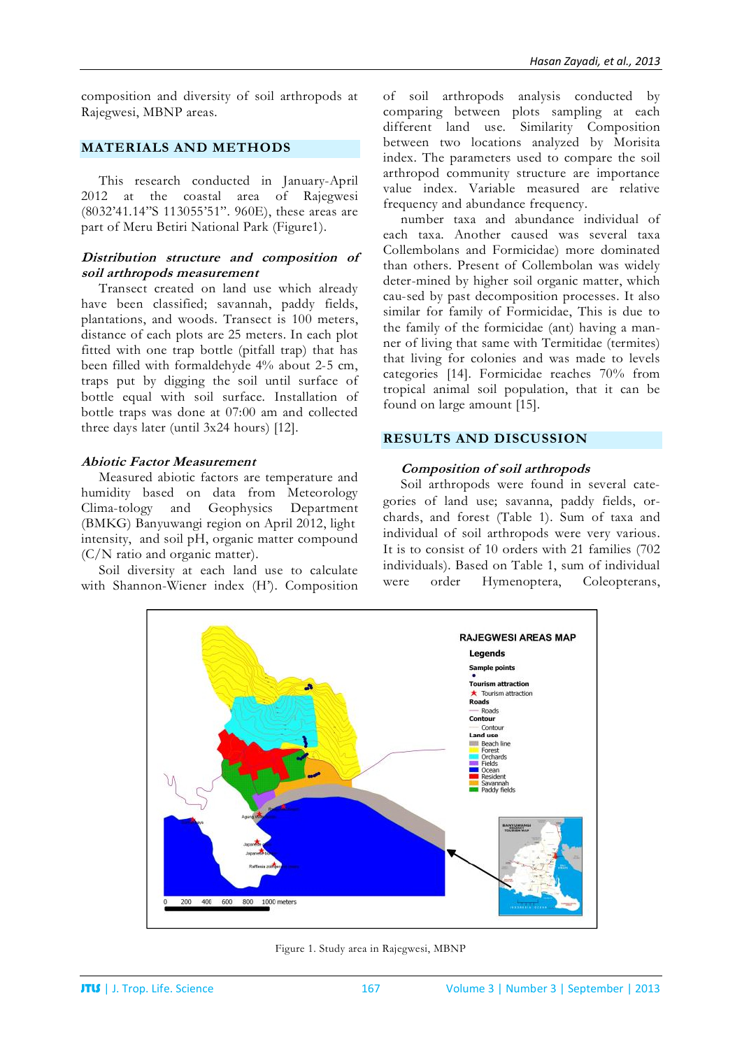composition and diversity of soil arthropods at Rajegwesi, MBNP areas.

## MATERIALS AND METHODS

This research conducted in January-April 2012 at the coastal area of Rajegwesi (8032'41.14"S 113055'51". 960E), these areas are part of Meru Betiri National Park (Figure1).

### *Distribution structure and composition of soil arthropods measurement*

Transect created on land use which already have been classified; savannah, paddy fields, plantations, and woods. Transect is 100 meters, distance of each plots are 25 meters. In each plot fitted with one trap bottle (pitfall trap) that has been filled with formaldehyde 4% about 2-5 cm, traps put by digging the soil until surface of bottle equal with soil surface. Installation of bottle traps was done at 07:00 am and collected three days later (until 3x24 hours) [12].

### *Abiotic Factor Measurement*

Measured abiotic factors are temperature and humidity based on data from Meteorology Clima-tology and Geophysics Department (BMKG) Banyuwangi region on April 2012, light intensity, and soil pH, organic matter compound (C/N ratio and organic matter).

Soil diversity at each land use to calculate with Shannon-Wiener index (H'). Composition of soil arthropods analysis conducted by comparing between plots sampling at each different land use. Similarity Composition between two locations analyzed by Morisita index. The parameters used to compare the soil arthropod community structure are importance value index. Variable measured are relative frequency and abundance frequency.

number taxa and abundance individual of each taxa. Another caused was several taxa Collembolans and Formicidae) more dominated than others. Present of Collembolan was widely deter-mined by higher soil organic matter, which cau-sed by past decomposition processes. It also similar for family of Formicidae, This is due to the family of the formicidae (ant) having a man-ner of living that same with Termitidae (termites) that living for colonies and was made to levels categories [14]. Formicidae reaches 70% from tropical animal soil population, that it can be found on large amount [15].

## RESULTS AND DISCUSSION

### *Composition of soil arthropods*

Soil arthropods were found in several cate-gories of land use; savanna, paddy fields, or-chards, and forest (Table 1). Sum of taxa and individual of soil arthropods were very various. It is to consist of 10 orders with 21 families (702 individuals). Based on Table 1, sum of individual were order Hymenoptera, Coleopterans,

Figure 1. Study area in Rajegwesi, MBNP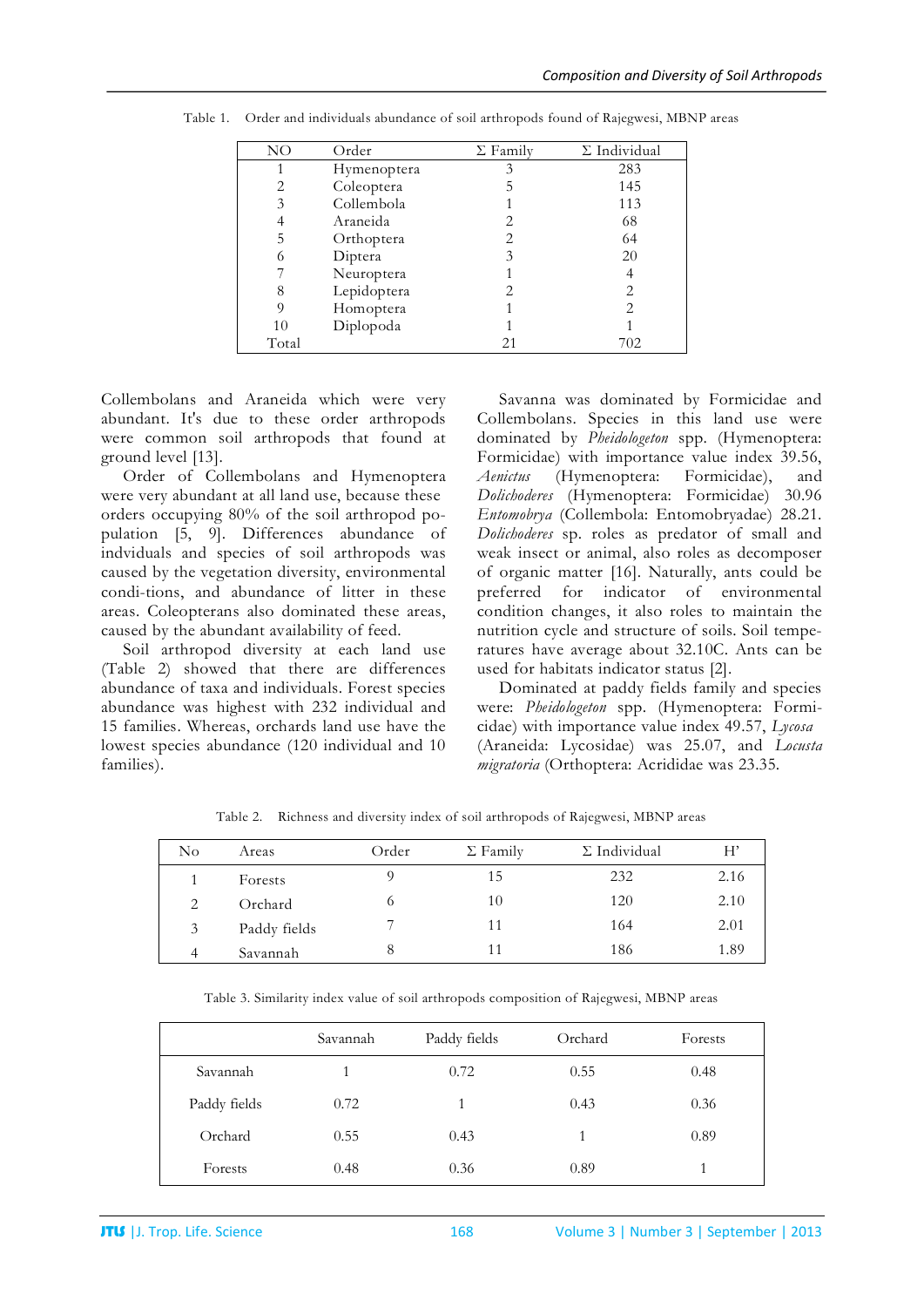Table 1. Order and individuals abundance of soil arthropods found of Rajegwesi, MBNP areas

| NO | Order | Σ Family | Σ Individual |
|---|---|---|---|
| 1 | Hymenoptera | 3 | 283 |
| 2 | Coleoptera | 5 | 145 |
| 3 | Collembola | 1 | 113 |
| 4 | Araneida | 2 | 68 |
| 5 | Orthoptera | 2 | 64 |
| 6 | Diptera | 3 | 20 |
| 7 | Neuroptera | 1 | 4 |
| 8 | Lepidoptera | 2 | 2 |
| 9 | Homoptera | 1 | 2 |
| 10 | Diplopoda | 1 | 1 |
| Total | | 21 | 702 |

Collembolans and Araneida which were very abundant. It's due to these order arthropods were common soil arthropods that found at ground level [13].

Order of Collembolans and Hymenoptera were very abundant at all land use, because these orders occupying 80% of the soil arthropod population [5, 9]. Differences abundance of indviduals and species of soil arthropods was caused by the vegetation diversity, environmental condi-tions, and abundance of litter in these areas. Coleopterans also dominated these areas, caused by the abundant availability of feed.

Soil arthropod diversity at each land use (Table 2) showed that there are differences abundance of taxa and individuals. Forest species abundance was highest with 232 individual and 15 families. Whereas, orchards land use have the lowest species abundance (120 individual and 10 families).

Savanna was dominated by Formicidae and Collembolans. Species in this land use were dominated by *Pheidologeton* spp. (Hymenoptera: Formicidae) with importance value index 39.56, *Aenictus* (Hymenoptera: Formicidae), and *Dolichoderes* (Hymenoptera: Formicidae) 30.96 *Entomobrya* (Collembola: Entomobryadae) 28.21. *Dolichoderes* sp. roles as predator of small and weak insect or animal, also roles as decomposer of organic matter [16]. Naturally, ants could be preferred for indicator of environmental condition changes, it also roles to maintain the nutrition cycle and structure of soils. Soil temperatures have average about 32.10C. Ants can be used for habitats indicator status [2].

Dominated at paddy fields family and species were: *Pheidologeton* spp. (Hymenoptera: Formicidae) with importance value index 49.57, *Lycosa* (Araneida: Lycosidae) was 25.07, and *Locusta migratoria* (Orthoptera: Acrididae was 23.35.

Table 2. Richness and diversity index of soil arthropods of Rajegwesi, MBNP areas

| No | Areas | Order | Σ Family | Σ Individual | H' |
|---|---|---|---|---|---|
| 1 | Forests | 9 | 15 | 232 | 2.16 |
| 2 | Orchard | 6 | 10 | 120 | 2.10 |
| 3 | Paddy fields | 7 | 11 | 164 | 2.01 |
| 4 | Savannah | 8 | 11 | 186 | 1.89 |

Table 3. Similarity index value of soil arthropods composition of Rajegwesi, MBNP areas

| | Savannah | Paddy fields | Orchard | Forests |
|---|---|---|---|---|
| Savannah | 1 | 0.72 | 0.55 | 0.48 |
| Paddy fields | 0.72 | 1 | 0.43 | 0.36 |
| Orchard | 0.55 | 0.43 | 1 | 0.89 |
| Forests | 0.48 | 0.36 | 0.89 | 1 |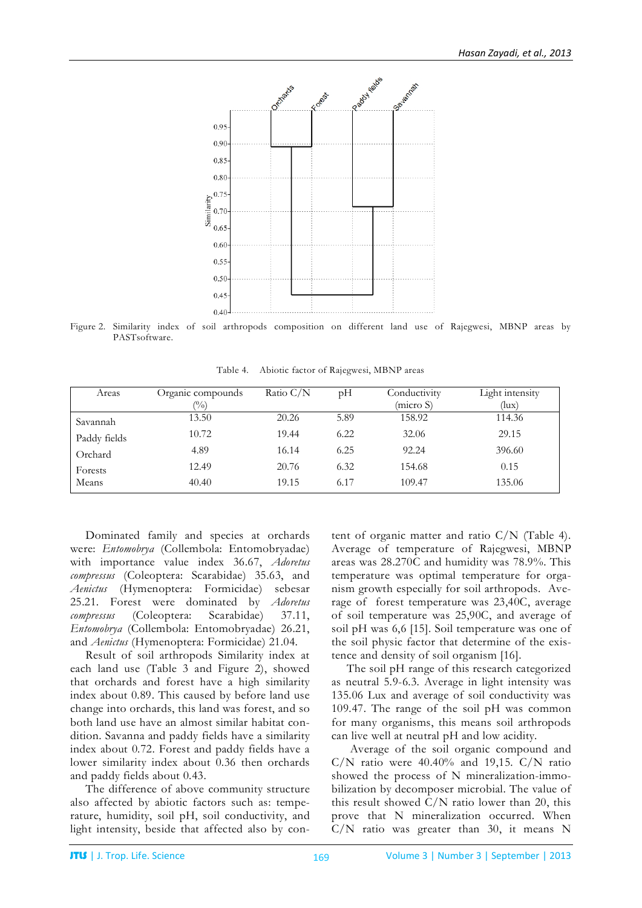Figure 2. Similarity index of soil arthropods composition on different land use of Rajegwesi, MBNP areas by PASTsoftware.

Table 4. Abiotic factor of Rajegwesi, MBNP areas

| Areas | Organic compounds (%) | Ratio C/N | pH | Conductivity (micro S) | Light intensity (lux) |
|---|---|---|---|---|---|
| Savannah | 13.50 | 20.26 | 5.89 | 158.92 | 114.36 |
| Paddy fields | 10.72 | 19.44 | 6.22 | 32.06 | 29.15 |
| Orchard | 4.89 | 16.14 | 6.25 | 92.24 | 396.60 |
| Forests | 12.49 | 20.76 | 6.32 | 154.68 | 0.15 |
| Means | 40.40 | 19.15 | 6.17 | 109.47 | 135.06 |

Dominated family and species at orchards were: *Entomobrya* (Collembola: Entomobryadae) with importance value index 36.67, *Adoretus compressus* (Coleoptera: Scarabidae) 35.63, and *Aenictus* (Hymenoptera: Formicidae) sebesar 25.21. Forest were dominated by *Adoretus compressus* (Coleoptera: Scarabidae) 37.11, *Entomobrya* (Collembola: Entomobryadae) 26.21, and *Aenictus* (Hymenoptera: Formicidae) 21.04.

Result of soil arthropods Similarity index at each land use (Table 3 and Figure 2), showed that orchards and forest have a high similarity index about 0.89. This caused by before land use change into orchards, this land was forest, and so both land use have an almost similar habitat condition. Savanna and paddy fields have a similarity index about 0.72. Forest and paddy fields have a lower similarity index about 0.36 then orchards and paddy fields about 0.43.

The difference of above community structure also affected by abiotic factors such as: temperature, humidity, soil pH, soil conductivity, and light intensity, beside that affected also by content of organic matter and ratio C/N (Table 4). Average of temperature of Rajegwesi, MBNP areas was 28.270C and humidity was 78.9%. This temperature was optimal temperature for organism growth especially for soil arthropods. Average of forest temperature was 23,40C, average of soil temperature was 25,90C, and average of soil pH was 6,6 [15]. Soil temperature was one of the soil physic factor that determine of the existence and density of soil organism [16].

The soil pH range of this research categorized as neutral 5.9-6.3. Average in light intensity was 135.06 Lux and average of soil conductivity was 109.47. The range of the soil pH was common for many organisms, this means soil arthropods can live well at neutral pH and low acidity.

Average of the soil organic compound and C/N ratio were 40.40% and 19,15. C/N ratio showed the process of N mineralization-immobilization by decomposer microbial. The value of this result showed C/N ratio lower than 20, this prove that N mineralization occurred. When C/N ratio was greater than 30, it means N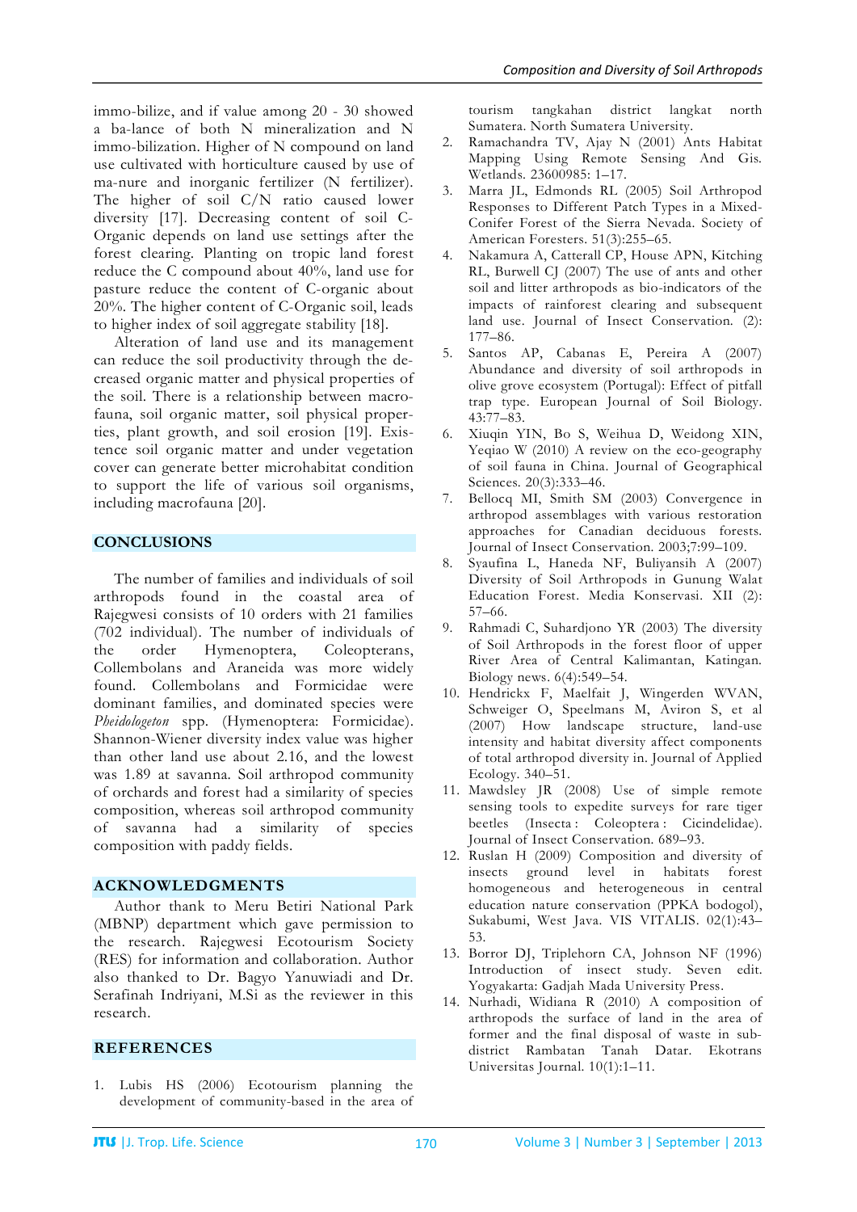immo-bilize, and if value among 20 - 30 showed a ba-lance of both N mineralization and N immo-bilization. Higher of N compound on land use cultivated with horticulture caused by use of ma-nure and inorganic fertilizer (N fertilizer). The higher of soil C/N ratio caused lower diversity [17]. Decreasing content of soil C-Organic depends on land use settings after the forest clearing. Planting on tropic land forest reduce the C compound about 40%, land use for pasture reduce the content of C-organic about 20%. The higher content of C-Organic soil, leads to higher index of soil aggregate stability [18].

Alteration of land use and its management can reduce the soil productivity through the de-creased organic matter and physical properties of the soil. There is a relationship between macro-fauna, soil organic matter, soil physical proper-ties, plant growth, and soil erosion [19]. Exis-tence soil organic matter and under vegetation cover can generate better microhabitat condition to support the life of various soil organisms, including macrofauna [20].

## CONCLUSIONS

The number of families and individuals of soil arthropods found in the coastal area of Rajegwesi consists of 10 orders with 21 families (702 individual). The number of individuals of the order Hymenoptera, Coleopterans, Collembolans and Araneida was more widely found. Collembolans and Formicidae were dominant families, and dominated species were *Pheidologeton* spp. (Hymenoptera: Formicidae). Shannon-Wiener diversity index value was higher than other land use about 2.16, and the lowest was 1.89 at savanna. Soil arthropod community of orchards and forest had a similarity of species composition, whereas soil arthropod community of savanna had a similarity of species composition with paddy fields.

## ACKNOWLEDGMENTS

Author thank to Meru Betiri National Park (MBNP) department which gave permission to the research. Rajegwesi Ecotourism Society (RES) for information and collaboration. Author also thanked to Dr. Bagyo Yanuwiadi and Dr. Serafinah Indriyani, M.Si as the reviewer in this research.

## REFERENCES

1. Lubis HS (2006) Ecotourism planning the development of community-based in the area of tourism tangkahan district langkat north Sumatera. North Sumatera University.
2. Ramachandra TV, Ajay N (2001) Ants Habitat Mapping Using Remote Sensing And Gis. Wetlands. 23600985: 1–17.
3. Marra JL, Edmonds RL (2005) Soil Arthropod Responses to Different Patch Types in a Mixed-Conifer Forest of the Sierra Nevada. Society of American Foresters. 51(3):255–65.
4. Nakamura A, Catterall CP, House APN, Kitching RL, Burwell CJ (2007) The use of ants and other soil and litter arthropods as bio-indicators of the impacts of rainforest clearing and subsequent land use. Journal of Insect Conservation. (2): 177–86.
5. Santos AP, Cabanas E, Pereira A (2007) Abundance and diversity of soil arthropods in olive grove ecosystem (Portugal): Effect of pitfall trap type. European Journal of Soil Biology. 43:77–83.
6. Xiuqin YIN, Bo S, Weihua D, Weidong XIN, Yeqiao W (2010) A review on the eco-geography of soil fauna in China. Journal of Geographical Sciences. 20(3):333–46.
7. Bellocq MI, Smith SM (2003) Convergence in arthropod assemblages with various restoration approaches for Canadian deciduous forests. Journal of Insect Conservation. 2003;7:99–109.
8. Syaufina L, Haneda NF, Buliyansih A (2007) Diversity of Soil Arthropods in Gunung Walat Education Forest. Media Konservasi. XII (2): 57–66.
9. Rahmadi C, Suhardjono YR (2003) The diversity of Soil Arthropods in the forest floor of upper River Area of Central Kalimantan, Katingan. Biology news. 6(4):549–54.
10. Hendrickx F, Maelfait J, Wingerden WVAN, Schweiger O, Speelmans M, Aviron S, et al (2007) How landscape structure, land-use intensity and habitat diversity affect components of total arthropod diversity in. Journal of Applied Ecology. 340–51.
11. Mawdsley JR (2008) Use of simple remote sensing tools to expedite surveys for rare tiger beetles (Insecta : Coleoptera : Cicindelidae). Journal of Insect Conservation. 689–93.
12. Ruslan H (2009) Composition and diversity of insects ground level in habitats forest homogeneous and heterogeneous in central education nature conservation (PPKA bodogol), Sukabumi, West Java. VIS VITALIS. 02(1):43–53.
13. Borror DJ, Triplehorn CA, Johnson NF (1996) Introduction of insect study. Seven edit. Yogyakarta: Gadjah Mada University Press.
14. Nurhadi, Widiana R (2010) A composition of arthropods the surface of land in the area of former and the final disposal of waste in sub-district Rambatan Tanah Datar. Ekotrans Universitas Journal. 10(1):1–11.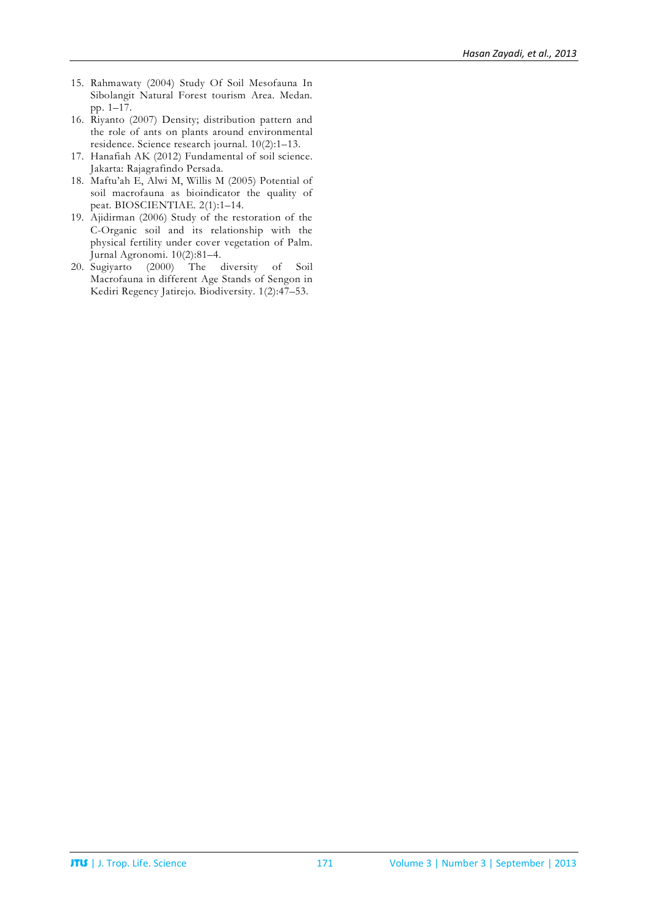15. Rahmawaty (2004) Study Of Soil Mesofauna In Sibolangit Natural Forest tourism Area. Medan. pp. 1–17.
16. Riyanto (2007) Density; distribution pattern and the role of ants on plants around environmental residence. Science research journal. 10(2):1–13.
17. Hanafiah AK (2012) Fundamental of soil science. Jakarta: Rajagrafindo Persada.
18. Maftu'ah E, Alwi M, Willis M (2005) Potential of soil macrofauna as bioindicator the quality of peat. BIOSCIENTIAE. 2(1):1–14.
19. Ajidirman (2006) Study of the restoration of the C-Organic soil and its relationship with the physical fertility under cover vegetation of Palm. Jurnal Agronomi. 10(2):81–4.
20. Sugiyarto (2000) The diversity of Soil Macrofauna in different Age Stands of Sengon in Kediri Regency Jatirejo. Biodiversity. 1(2):47–53.